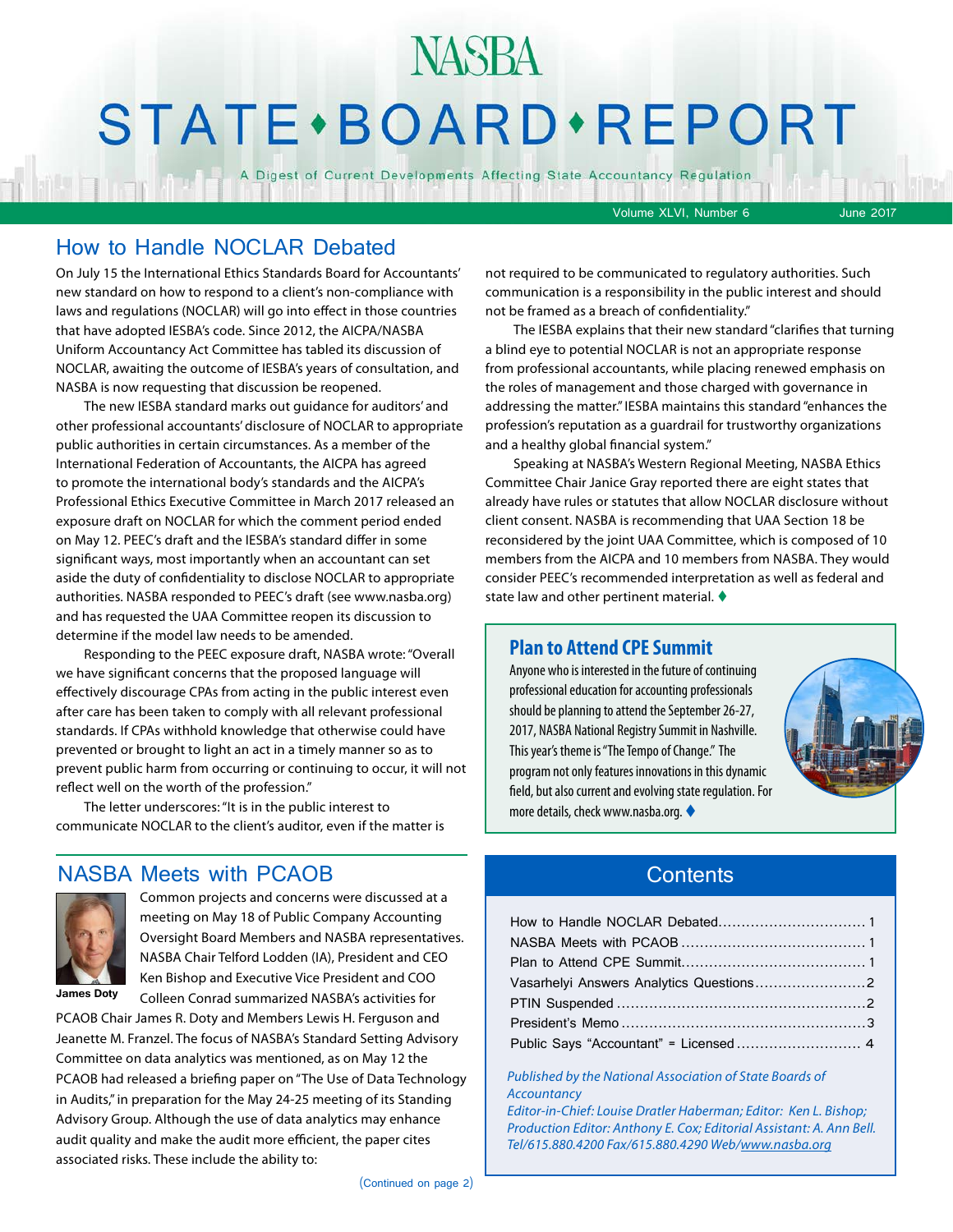# NASBA STATE•BOARD•REPORT

A Digest of Current Developments Affecting State Accountancy Regulation

Volume XLVI, Number 6 June 2017

## How to Handle NOCLAR Debated

On July 15 the International Ethics Standards Board for Accountants' new standard on how to respond to a client's non-compliance with laws and regulations (NOCLAR) will go into effect in those countries that have adopted IESBA's code. Since 2012, the AICPA/NASBA Uniform Accountancy Act Committee has tabled its discussion of NOCLAR, awaiting the outcome of IESBA's years of consultation, and NASBA is now requesting that discussion be reopened.

The new IESBA standard marks out guidance for auditors' and other professional accountants' disclosure of NOCLAR to appropriate public authorities in certain circumstances. As a member of the International Federation of Accountants, the AICPA has agreed to promote the international body's standards and the AICPA's Professional Ethics Executive Committee in March 2017 released an exposure draft on NOCLAR for which the comment period ended on May 12. PEEC's draft and the IESBA's standard differ in some significant ways, most importantly when an accountant can set aside the duty of confidentiality to disclose NOCLAR to appropriate authorities. NASBA responded to PEEC's draft (see www.nasba.org) and has requested the UAA Committee reopen its discussion to determine if the model law needs to be amended.

Responding to the PEEC exposure draft, NASBA wrote: "Overall we have significant concerns that the proposed language will effectively discourage CPAs from acting in the public interest even after care has been taken to comply with all relevant professional standards. If CPAs withhold knowledge that otherwise could have prevented or brought to light an act in a timely manner so as to prevent public harm from occurring or continuing to occur, it will not reflect well on the worth of the profession."

The letter underscores: "It is in the public interest to communicate NOCLAR to the client's auditor, even if the matter is not required to be communicated to regulatory authorities. Such communication is a responsibility in the public interest and should not be framed as a breach of confidentiality."

The IESBA explains that their new standard "clarifies that turning a blind eye to potential NOCLAR is not an appropriate response from professional accountants, while placing renewed emphasis on the roles of management and those charged with governance in addressing the matter." IESBA maintains this standard "enhances the profession's reputation as a guardrail for trustworthy organizations and a healthy global financial system."

Speaking at NASBA's Western Regional Meeting, NASBA Ethics Committee Chair Janice Gray reported there are eight states that already have rules or statutes that allow NOCLAR disclosure without client consent. NASBA is recommending that UAA Section 18 be reconsidered by the joint UAA Committee, which is composed of 10 members from the AICPA and 10 members from NASBA. They would consider PEEC's recommended interpretation as well as federal and state law and other pertinent material. ♦

## Plan to Attend CPE Summit

Anyone who is interested in the future of continuing professional education for accounting professionals should be planning to attend the September 26-27, 2017, NASBA National Registry Summit in Nashville. This year's theme is "The Tempo of Change." The program not only features innovations in this dynamic field, but also current and evolving state regulation. For more details, check www.nasba.org. ♦

## NASBA Meets with PCAOB

James Doty

Common projects and concerns were discussed at a meeting on May 18 of Public Company Accounting Oversight Board Members and NASBA representatives. NASBA Chair Telford Lodden (IA), President and CEO Ken Bishop and Executive Vice President and COO Colleen Conrad summarized NASBA's activities for PCAOB Chair James R. Doty and Members Lewis H. Ferguson and Jeanette M. Franzel. The focus of NASBA's Standard Setting Advisory Committee on data analytics was mentioned, as on May 12 the PCAOB had released a briefing paper on "The Use of Data Technology in Audits," in preparation for the May 24-25 meeting of its Standing Advisory Group. Although the use of data analytics may enhance audit quality and make the audit more efficient, the paper cites associated risks. These include the ability to:

(Continued on page 2)

## Contents

| | |
|---|---|
| How to Handle NOCLAR Debated | 1 |
| NASBA Meets with PCAOB | 1 |
| Plan to Attend CPE Summit | 1 |
| Vasarhelyi Answers Analytics Questions | 2 |
| PTIN Suspended | 2 |
| President's Memo | 3 |
| Public Says "Accountant" = Licensed | 4 |

*Published by the National Association of State Boards of Accountancy*
*Editor-in-Chief: Louise Dratler Haberman; Editor: Ken L. Bishop; Production Editor: Anthony E. Cox; Editorial Assistant: A. Ann Bell. Tel/615.880.4200 Fax/615.880.4290 Web/www.nasba.org*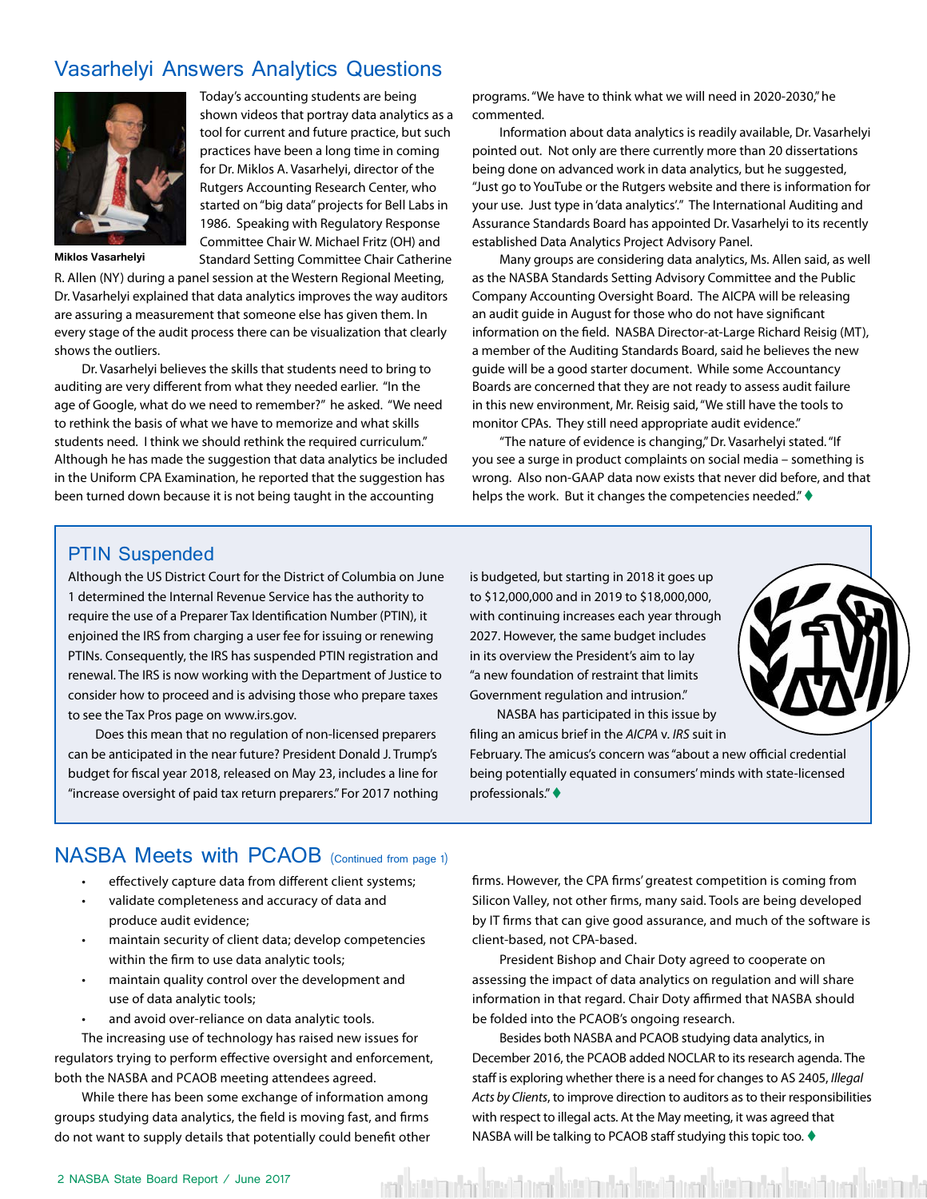## Vasarhelyi Answers Analytics Questions

Miklos Vasarhelyi

Today's accounting students are being shown videos that portray data analytics as a tool for current and future practice, but such practices have been a long time in coming for Dr. Miklos A. Vasarhelyi, director of the Rutgers Accounting Research Center, who started on "big data" projects for Bell Labs in 1986. Speaking with Regulatory Response Committee Chair W. Michael Fritz (OH) and Standard Setting Committee Chair Catherine R. Allen (NY) during a panel session at the Western Regional Meeting, Dr. Vasarhelyi explained that data analytics improves the way auditors are assuring a measurement that someone else has given them. In every stage of the audit process there can be visualization that clearly shows the outliers.

Dr. Vasarhelyi believes the skills that students need to bring to auditing are very different from what they needed earlier. "In the age of Google, what do we need to remember?" he asked. "We need to rethink the basis of what we have to memorize and what skills students need. I think we should rethink the required curriculum." Although he has made the suggestion that data analytics be included in the Uniform CPA Examination, he reported that the suggestion has been turned down because it is not being taught in the accounting programs. "We have to think what we will need in 2020-2030," he commented.

Information about data analytics is readily available, Dr. Vasarhelyi pointed out. Not only are there currently more than 20 dissertations being done on advanced work in data analytics, but he suggested, "Just go to YouTube or the Rutgers website and there is information for your use. Just type in 'data analytics'." The International Auditing and Assurance Standards Board has appointed Dr. Vasarhelyi to its recently established Data Analytics Project Advisory Panel.

Many groups are considering data analytics, Ms. Allen said, as well as the NASBA Standards Setting Advisory Committee and the Public Company Accounting Oversight Board. The AICPA will be releasing an audit guide in August for those who do not have significant information on the field. NASBA Director-at-Large Richard Reisig (MT), a member of the Auditing Standards Board, said he believes the new guide will be a good starter document. While some Accountancy Boards are concerned that they are not ready to assess audit failure in this new environment, Mr. Reisig said, "We still have the tools to monitor CPAs. They still need appropriate audit evidence."

"The nature of evidence is changing," Dr. Vasarhelyi stated. "If you see a surge in product complaints on social media – something is wrong. Also non-GAAP data now exists that never did before, and that helps the work. But it changes the competencies needed." ♦

## PTIN Suspended

Although the US District Court for the District of Columbia on June 1 determined the Internal Revenue Service has the authority to require the use of a Preparer Tax Identification Number (PTIN), it enjoined the IRS from charging a user fee for issuing or renewing PTINs. Consequently, the IRS has suspended PTIN registration and renewal. The IRS is now working with the Department of Justice to consider how to proceed and is advising those who prepare taxes to see the Tax Pros page on www.irs.gov.

Does this mean that no regulation of non-licensed preparers can be anticipated in the near future? President Donald J. Trump's budget for fiscal year 2018, released on May 23, includes a line for "increase oversight of paid tax return preparers." For 2017 nothing is budgeted, but starting in 2018 it goes up to $12,000,000 and in 2019 to $18,000,000, with continuing increases each year through 2027. However, the same budget includes in its overview the President's aim to lay "a new foundation of restraint that limits Government regulation and intrusion."

NASBA has participated in this issue by filing an amicus brief in the *AICPA* v. *IRS* suit in February. The amicus's concern was "about a new official credential being potentially equated in consumers' minds with state-licensed professionals." ♦

## NASBA Meets with PCAOB (Continued from page 1)

- effectively capture data from different client systems;
- validate completeness and accuracy of data and produce audit evidence;
- maintain security of client data; develop competencies within the firm to use data analytic tools;
- maintain quality control over the development and use of data analytic tools;
- and avoid over-reliance on data analytic tools.

The increasing use of technology has raised new issues for regulators trying to perform effective oversight and enforcement, both the NASBA and PCAOB meeting attendees agreed.

While there has been some exchange of information among groups studying data analytics, the field is moving fast, and firms do not want to supply details that potentially could benefit other firms. However, the CPA firms' greatest competition is coming from Silicon Valley, not other firms, many said. Tools are being developed by IT firms that can give good assurance, and much of the software is client-based, not CPA-based.

President Bishop and Chair Doty agreed to cooperate on assessing the impact of data analytics on regulation and will share information in that regard. Chair Doty affirmed that NASBA should be folded into the PCAOB's ongoing research.

Besides both NASBA and PCAOB studying data analytics, in December 2016, the PCAOB added NOCLAR to its research agenda. The staff is exploring whether there is a need for changes to AS 2405, *Illegal Acts by Clients*, to improve direction to auditors as to their responsibilities with respect to illegal acts. At the May meeting, it was agreed that NASBA will be talking to PCAOB staff studying this topic too. ♦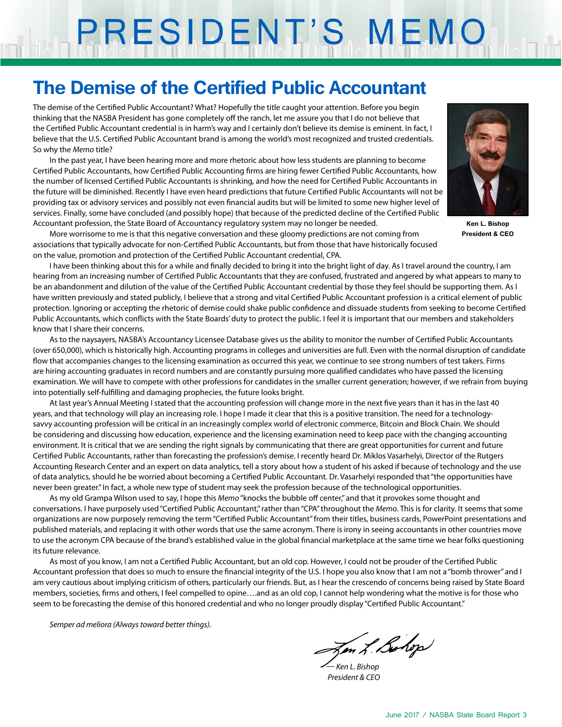# PRESIDENT'S MEMO

## The Demise of the Certified Public Accountant

The demise of the Certified Public Accountant? What? Hopefully the title caught your attention. Before you begin thinking that the NASBA President has gone completely off the ranch, let me assure you that I do not believe that the Certified Public Accountant credential is in harm's way and I certainly don't believe its demise is eminent. In fact, I believe that the U.S. Certified Public Accountant brand is among the world's most recognized and trusted credentials. So why the *Memo* title?

In the past year, I have been hearing more and more rhetoric about how less students are planning to become Certified Public Accountants, how Certified Public Accounting firms are hiring fewer Certified Public Accountants, how the number of licensed Certified Public Accountants is shrinking, and how the need for Certified Public Accountants in the future will be diminished. Recently I have even heard predictions that future Certified Public Accountants will not be providing tax or advisory services and possibly not even financial audits but will be limited to some new higher level of services. Finally, some have concluded (and possibly hope) that because of the predicted decline of the Certified Public Accountant profession, the State Board of Accountancy regulatory system may no longer be needed.

**Ken L. Bishop**
**President & CEO**

More worrisome to me is that this negative conversation and these gloomy predictions are not coming from associations that typically advocate for non-Certified Public Accountants, but from those that have historically focused on the value, promotion and protection of the Certified Public Accountant credential, CPA.

I have been thinking about this for a while and finally decided to bring it into the bright light of day. As I travel around the country, I am hearing from an increasing number of Certified Public Accountants that they are confused, frustrated and angered by what appears to many to be an abandonment and dilution of the value of the Certified Public Accountant credential by those they feel should be supporting them. As I have written previously and stated publicly, I believe that a strong and vital Certified Public Accountant profession is a critical element of public protection. Ignoring or accepting the rhetoric of demise could shake public confidence and dissuade students from seeking to become Certified Public Accountants, which conflicts with the State Boards' duty to protect the public. I feel it is important that our members and stakeholders know that I share their concerns.

As to the naysayers, NASBA's Accountancy Licensee Database gives us the ability to monitor the number of Certified Public Accountants (over 650,000), which is historically high. Accounting programs in colleges and universities are full. Even with the normal disruption of candidate flow that accompanies changes to the licensing examination as occurred this year, we continue to see strong numbers of test takers. Firms are hiring accounting graduates in record numbers and are constantly pursuing more qualified candidates who have passed the licensing examination. We will have to compete with other professions for candidates in the smaller current generation; however, if we refrain from buying into potentially self-fulfilling and damaging prophecies, the future looks bright.

At last year's Annual Meeting I stated that the accounting profession will change more in the next five years than it has in the last 40 years, and that technology will play an increasing role. I hope I made it clear that this is a positive transition. The need for a technology-savvy accounting profession will be critical in an increasingly complex world of electronic commerce, Bitcoin and Block Chain. We should be considering and discussing how education, experience and the licensing examination need to keep pace with the changing accounting environment. It is critical that we are sending the right signals by communicating that there are great opportunities for current and future Certified Public Accountants, rather than forecasting the profession's demise. I recently heard Dr. Miklos Vasarhelyi, Director of the Rutgers Accounting Research Center and an expert on data analytics, tell a story about how a student of his asked if because of technology and the use of data analytics, should he be worried about becoming a Certified Public Accountant. Dr. Vasarhelyi responded that "the opportunities have never been greater." In fact, a whole new type of student may seek the profession because of the technological opportunities.

As my old Grampa Wilson used to say, I hope this *Memo* "knocks the bubble off center," and that it provokes some thought and conversations. I have purposely used "Certified Public Accountant," rather than "CPA" throughout the *Memo*. This is for clarity. It seems that some organizations are now purposely removing the term "Certified Public Accountant" from their titles, business cards, PowerPoint presentations and published materials, and replacing it with other words that use the same acronym. There is irony in seeing accountants in other countries move to use the acronym CPA because of the brand's established value in the global financial marketplace at the same time we hear folks questioning its future relevance.

As most of you know, I am not a Certified Public Accountant, but an old cop. However, I could not be prouder of the Certified Public Accountant profession that does so much to ensure the financial integrity of the U.S. I hope you also know that I am not a "bomb thrower" and I am very cautious about implying criticism of others, particularly our friends. But, as I hear the crescendo of concerns being raised by State Board members, societies, firms and others, I feel compelled to opine….and as an old cop, I cannot help wondering what the motive is for those who seem to be forecasting the demise of this honored credential and who no longer proudly display "Certified Public Accountant."

*Semper ad meliora (Always toward better things).*

*— Ken L. Bishop*
*President & CEO*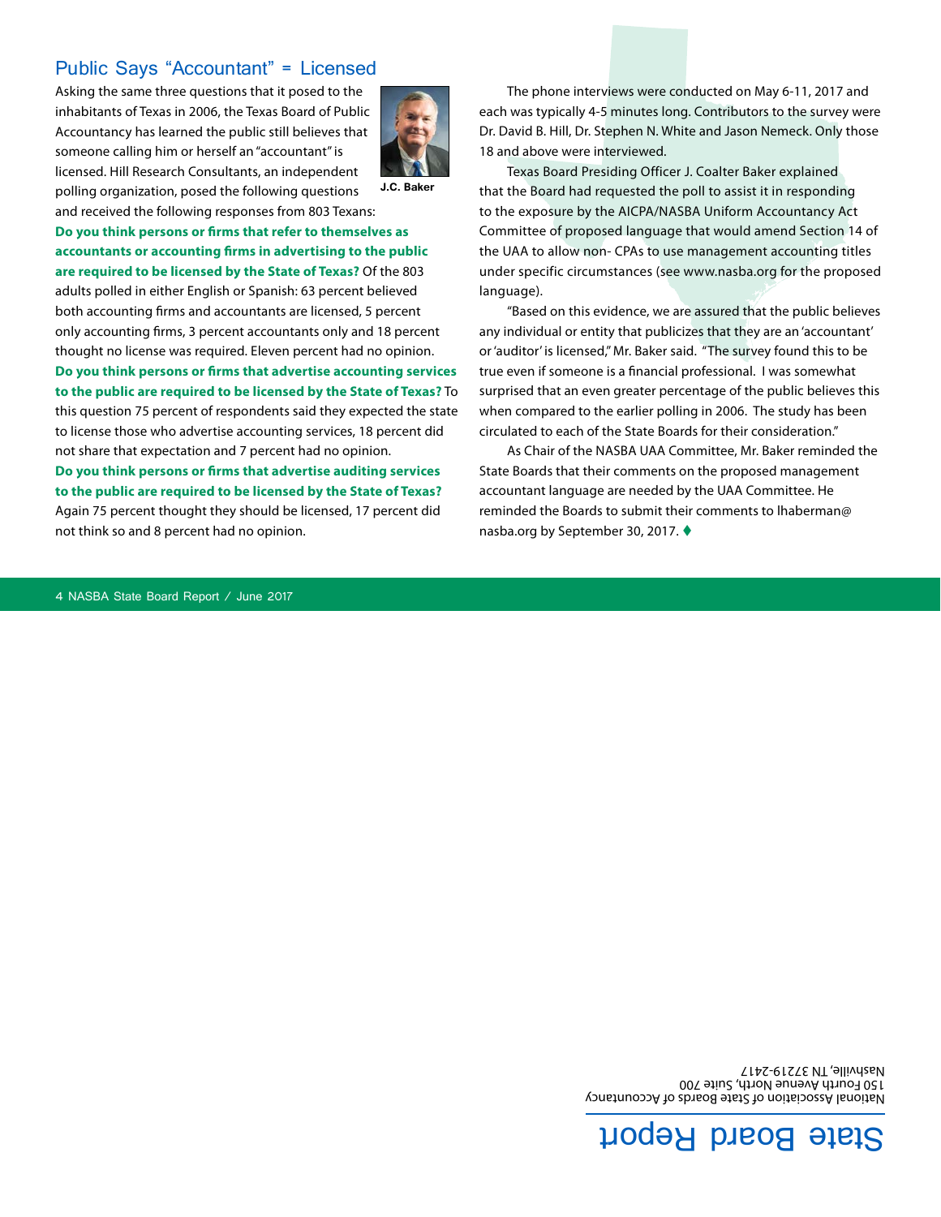## Public Says "Accountant" = Licensed

Asking the same three questions that it posed to the inhabitants of Texas in 2006, the Texas Board of Public Accountancy has learned the public still believes that someone calling him or herself an "accountant" is licensed. Hill Research Consultants, an independent polling organization, posed the following questions and received the following responses from 803 Texans:

J.C. Baker

**Do you think persons or firms that refer to themselves as accountants or accounting firms in advertising to the public are required to be licensed by the State of Texas?** Of the 803 adults polled in either English or Spanish: 63 percent believed both accounting firms and accountants are licensed, 5 percent only accounting firms, 3 percent accountants only and 18 percent thought no license was required. Eleven percent had no opinion.

**Do you think persons or firms that advertise accounting services to the public are required to be licensed by the State of Texas?** To this question 75 percent of respondents said they expected the state to license those who advertise accounting services, 18 percent did not share that expectation and 7 percent had no opinion.

**Do you think persons or firms that advertise auditing services to the public are required to be licensed by the State of Texas?** Again 75 percent thought they should be licensed, 17 percent did not think so and 8 percent had no opinion.

The phone interviews were conducted on May 6-11, 2017 and each was typically 4-5 minutes long. Contributors to the survey were Dr. David B. Hill, Dr. Stephen N. White and Jason Nemeck. Only those 18 and above were interviewed.

Texas Board Presiding Officer J. Coalter Baker explained that the Board had requested the poll to assist it in responding to the exposure by the AICPA/NASBA Uniform Accountancy Act Committee of proposed language that would amend Section 14 of the UAA to allow non- CPAs to use management accounting titles under specific circumstances (see www.nasba.org for the proposed language).

"Based on this evidence, we are assured that the public believes any individual or entity that publicizes that they are an 'accountant' or 'auditor' is licensed," Mr. Baker said. "The survey found this to be true even if someone is a financial professional. I was somewhat surprised that an even greater percentage of the public believes this when compared to the earlier polling in 2006. The study has been circulated to each of the State Boards for their consideration."

As Chair of the NASBA UAA Committee, Mr. Baker reminded the State Boards that their comments on the proposed management accountant language are needed by the UAA Committee. He reminded the Boards to submit their comments to lhaberman@nasba.org by September 30, 2017. ♦

State Board Report

National Association of State Boards of Accountancy
150 Fourth Avenue North, Suite 700
Nashville, TN 37219-2417